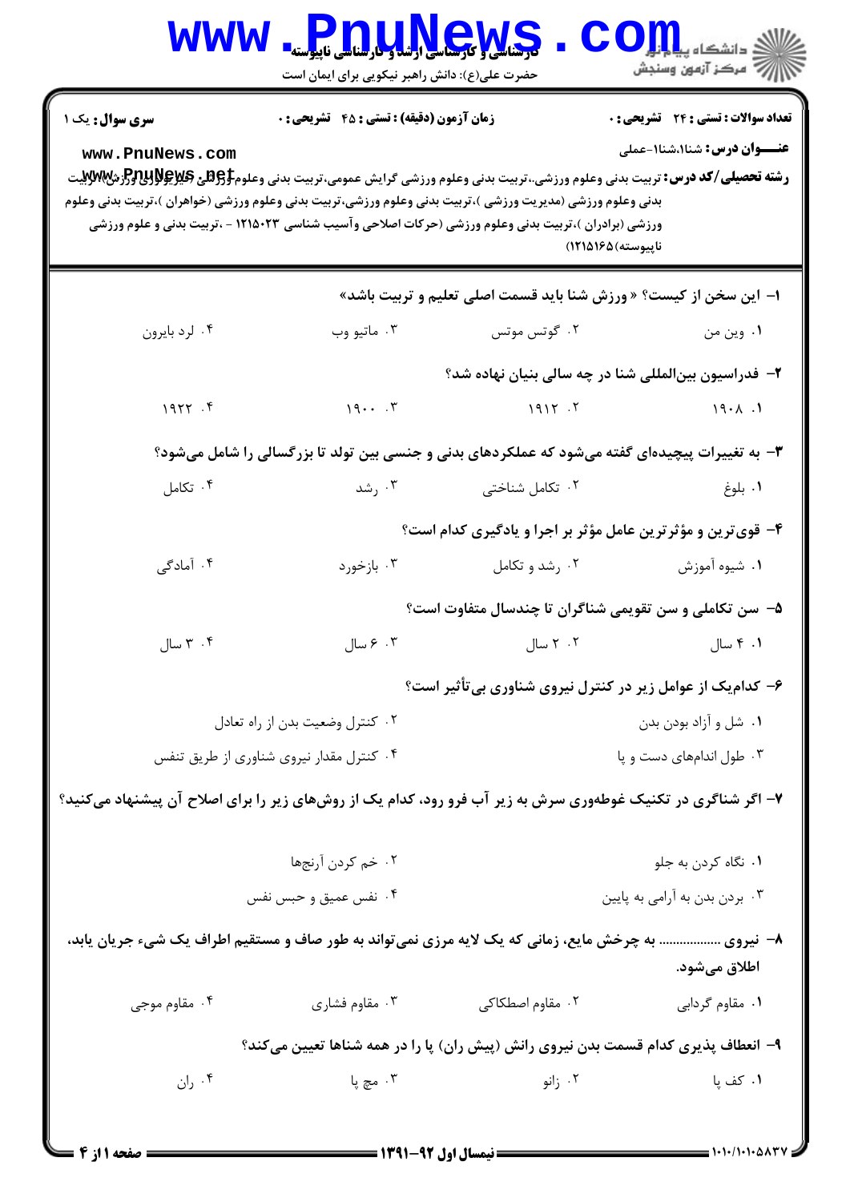**سری سوال:** یک ۱

**زمان آزمون (دقیقه) : تستی : ۴۵ تشریحی : ۰**

**تعداد سوالات : تستی : ۲۴ تشریحی : ۰**

**عنـــوان درس:** شنا۱،شنا۱-عملی

**رشته تحصیلی/کد درس:** تربیت بدنی وعلوم ورزشی،.تربیت بدنی وعلوم ورزشی گرایش عمومی،تربیت بدنی وعلوم ورزشی (فیزیولوژی ورزش)،تربیت بدنی وعلوم ورزشی (مدیریت ورزشی )،تربیت بدنی وعلوم ورزشی،تربیت بدنی وعلوم ورزشی (خواهران )،تربیت بدنی وعلوم ورزشی (برادران )،تربیت بدنی وعلوم ورزشی (حرکات اصلاحی وآسیب شناسی ۱۲۱۵۰۲۳ - ،تربیت بدنی و علوم ورزشی ناپیوسته)۱۲۱۵۱۶۵)

**۱- این سخن از کیست؟ « ورزش شنا باید قسمت اصلی تعلیم و تربیت باشد»**

۱. وین من
۲. گوتس موتس
۳. ماتیو وب
۴. لرد بایرون

**۲- فدراسیون بین‌المللی شنا در چه سالی بنیان نهاده شد؟**

۱. ۱۹۰۸
۲. ۱۹۱۲
۳. ۱۹۰۰
۴. ۱۹۲۲

**۳- به تغییرات پیچیده‌ای گفته می‌شود که عملکردهای بدنی و جنسی بین تولد تا بزرگسالی را شامل می‌شود؟**

۱. بلوغ
۲. تکامل شناختی
۳. رشد
۴. تکامل

**۴- قوی‌ترین و مؤثرترین عامل مؤثر بر اجرا و یادگیری کدام است؟**

۱. شیوه آموزش
۲. رشد و تکامل
۳. بازخورد
۴. آمادگی

**۵- سن تکاملی و سن تقویمی شناگران تا چندسال متفاوت است؟**

۱. ۴ سال
۲. ۲ سال
۳. ۶ سال
۴. ۳ سال

**۶- کدام‌یک از عوامل زیر در کنترل نیروی شناوری بی‌تأثیر است؟**

۱. شل و آزاد بودن بدن
۲. کنترل وضعیت بدن از راه تعادل
۳. طول اندام‌های دست و پا
۴. کنترل مقدار نیروی شناوری از طریق تنفس

**۷- اگر شناگری در تکنیک غوطه‌وری سرش به زیر آب فرو رود، کدام یک از روش‌های زیر را برای اصلاح آن پیشنهاد می‌کنید؟**

۱. نگاه کردن به جلو
۲. خم کردن آرنج‌ها
۳. بردن بدن به آرامی به پایین
۴. نفس عمیق و حبس نفس

**۸- نیروی .................. به چرخش مایع، زمانی که یک لایه مرزی نمی‌تواند به طور صاف و مستقیم اطراف یک شیء جریان یابد، اطلاق می‌شود.**

۱. مقاوم گردابی
۲. مقاوم اصطکاکی
۳. مقاوم فشاری
۴. مقاوم موجی

**۹- انعطاف پذیری کدام قسمت بدن نیروی رانش (پیش ران) پا را در همه شناها تعیین می‌کند؟**

۱. کف پا
۲. زانو
۳. مچ پا
۴. ران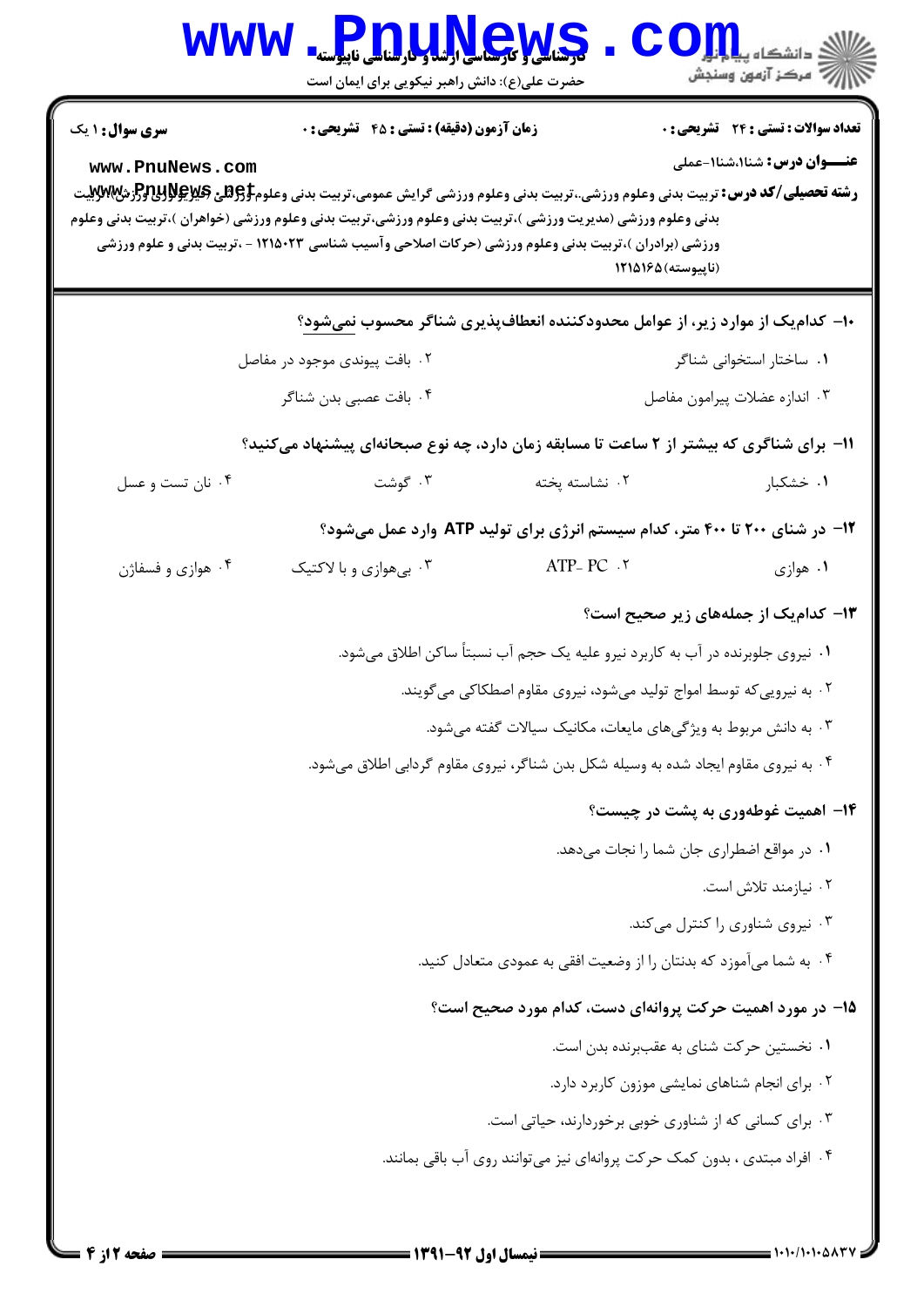سری سوال: ۱ یک | زمان آزمون (دقیقه) : تستی : ۴۵ تشریحی : ۰ | تعداد سوالات : تستی : ۲۴ تشریحی : ۰

**عنـــوان درس:** شنا۱،شنا۱-عملی

**رشته تحصیلی/کد درس:** تربیت بدنی وعلوم ورزشی،تربیت بدنی وعلوم ورزشی گرایش عمومی،تربیت بدنی وعلوم ورزشی (فیزیولوژی ورزشی)،تربیت بدنی وعلوم ورزشی (مدیریت ورزشی )،تربیت بدنی وعلوم ورزشی،تربیت بدنی وعلوم ورزشی (خواهران )،تربیت بدنی وعلوم ورزشی (برادران )،تربیت بدنی وعلوم ورزشی (حرکات اصلاحی وآسیب شناسی ۱۲۱۵۰۲۳ - ،تربیت بدنی و علوم ورزشی (ناپیوسته)۱۲۱۵۱۶۵

**۱۰-** کدام‌یک از موارد زیر، از عوامل محدودکننده انعطاف‌پذیری شناگر محسوب نمی‌شود؟

۱. ساختار استخوانی شناگر

۲. بافت پیوندی موجود در مفاصل

۳. اندازه عضلات پیرامون مفاصل

۴. بافت عصبی بدن شناگر

**۱۱-** برای شناگری که بیشتر از ۲ ساعت تا مسابقه زمان دارد، چه نوع صبحانه‌ای پیشنهاد می‌کنید؟

۱. خشکبار

۲. نشاسته پخته

۳. گوشت

۴. نان تست و عسل

**۱۲-** در شنای ۲۰۰ تا ۴۰۰ متر، کدام سیستم انرژی برای تولید ATP وارد عمل می‌شود؟

۱. هوازی

۲. ATP- PC

۳. بی‌هوازی و با لاکتیک

۴. هوازی و فسفاژن

**۱۳-** کدام‌یک از جمله‌های زیر صحیح است؟

۱. نیروی جلوبرنده در آب به کاربرد نیرو علیه یک حجم آب نسبتاً ساکن اطلاق می‌شود.

۲. به نیرویی‌که توسط امواج تولید می‌شود، نیروی مقاوم اصطکاکی می‌گویند.

۳. به دانش مربوط به ویژگی‌های مایعات، مکانیک سیالات گفته می‌شود.

۴. به نیروی مقاوم ایجاد شده به وسیله شکل بدن شناگر، نیروی مقاوم گردابی اطلاق می‌شود.

**۱۴-** اهمیت غوطه‌وری به پشت در چیست؟

۱. در مواقع اضطراری جان شما را نجات می‌دهد.

۲. نیازمند تلاش است.

۳. نیروی شناوری را کنترل می‌کند.

۴. به شما می‌آموزد که بدنتان را از وضعیت افقی به عمودی متعادل کنید.

**۱۵-** در مورد اهمیت حرکت پروانه‌ای دست، کدام مورد صحیح است؟

۱. نخستین حرکت شنای به عقب‌برنده بدن است.

۲. برای انجام شناهای نمایشی موزون کاربرد دارد.

۳. برای کسانی که از شناوری خوبی برخوردارند، حیاتی است.

۴. افراد مبتدی ، بدون کمک حرکت پروانه‌ای نیز می‌توانند روی آب باقی بمانند.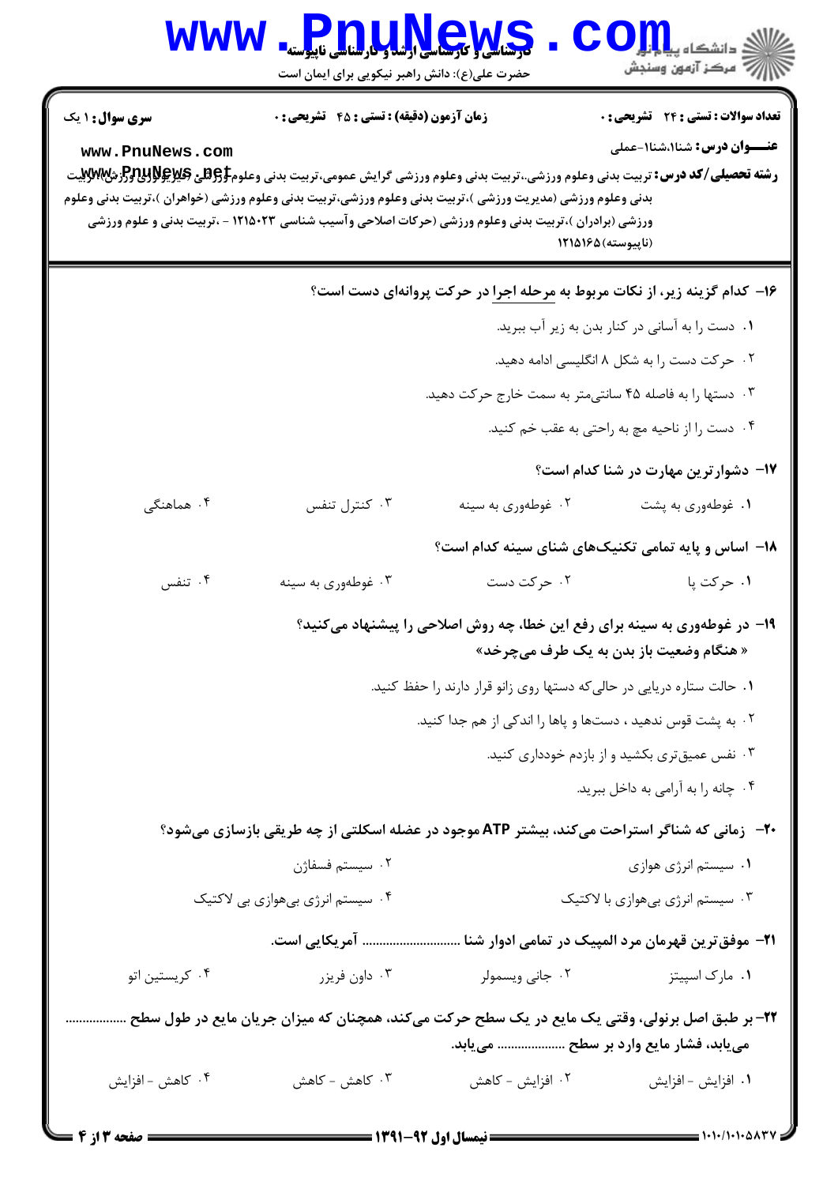سری سوال: ۱ یک | زمان آزمون (دقیقه) : تستی : ۴۵ تشریحی : ۰ | تعداد سوالات : تستی : ۲۴ تشریحی : ۰

**عنوان درس:** شنا۱،شنا۱-عملی

**رشته تحصیلی/کد درس:** تربیت بدنی وعلوم ورزشی،،تربیت بدنی وعلوم ورزشی گرایش عمومی،تربیت بدنی وعلوم ورزشی فیزیولوژی ورزشی،تربیت بدنی وعلوم ورزشی (مدیریت ورزشی )،تربیت بدنی وعلوم ورزشی،تربیت بدنی وعلوم ورزشی (خواهران )،تربیت بدنی وعلوم ورزشی (برادران )،تربیت بدنی وعلوم ورزشی (حرکات اصلاحی وآسیب شناسی ۱۲۱۵۰۲۳ - ،تربیت بدنی و علوم ورزشی (ناپیوسته)۱۲۱۵۱۶۵

۱۶- کدام گزینه زیر، از نکات مربوط به مرحله اجرا در حرکت پروانه‌ای دست است؟

۱. دست را به آسانی در کنار بدن به زیر آب ببرید.

۲. حرکت دست را به شکل ۸ انگلیسی ادامه دهید.

۳. دستها را به فاصله ۴۵ سانتی‌متر به سمت خارج حرکت دهید.

۴. دست را از ناحیه مچ به راحتی به عقب خم کنید.

۱۷- دشوارترین مهارت در شنا کدام است؟

۱. غوطه‌وری به پشت ۲. غوطه‌وری به سینه ۳. کنترل تنفس ۴. هماهنگی

۱۸- اساس و پایه تمامی تکنیک‌های شنای سینه کدام است؟

۱. حرکت پا ۲. حرکت دست ۳. غوطه‌وری به سینه ۴. تنفس

۱۹- در غوطه‌وری به سینه برای رفع این خطا، چه روش اصلاحی را پیشنهاد می‌کنید؟ « هنگام وضعیت باز بدن به یک طرف می‌چرخد»

۱. حالت ستاره دریایی در حالی‌که دستها روی زانو قرار دارند را حفظ کنید.

۲. به پشت قوس ندهید ، دست‌ها و پاها را اندکی از هم جدا کنید.

۳. نفس عمیق‌تری بکشید و از بازدم خودداری کنید.

۴. چانه را به آرامی به داخل ببرید.

۲۰- زمانی که شناگر استراحت می‌کند، بیشتر ATP موجود در عضله اسکلتی از چه طریقی بازسازی می‌شود؟

۱. سیستم انرژی هوازی ۲. سیستم فسفاژن ۳. سیستم انرژی بی‌هوازی با لاکتیک ۴. سیستم انرژی بی‌هوازی بی لاکتیک

۲۱- موفق‌ترین قهرمان مرد المپیک در تمامی ادوار شنا ............................ آمریکایی است.

۱. مارک اسپیتز ۲. جانی ویسمولر ۳. داون فریزر ۴. کریستین اتو

۲۲- بر طبق اصل برنولی، وقتی یک مایع در یک سطح حرکت می‌کند، همچنان که میزان جریان مایع در طول سطح ................. می‌یابد، فشار مایع وارد بر سطح ................... می‌یابد.

۱. افزایش - افزایش ۲. افزایش - کاهش ۳. کاهش - کاهش ۴. کاهش - افزایش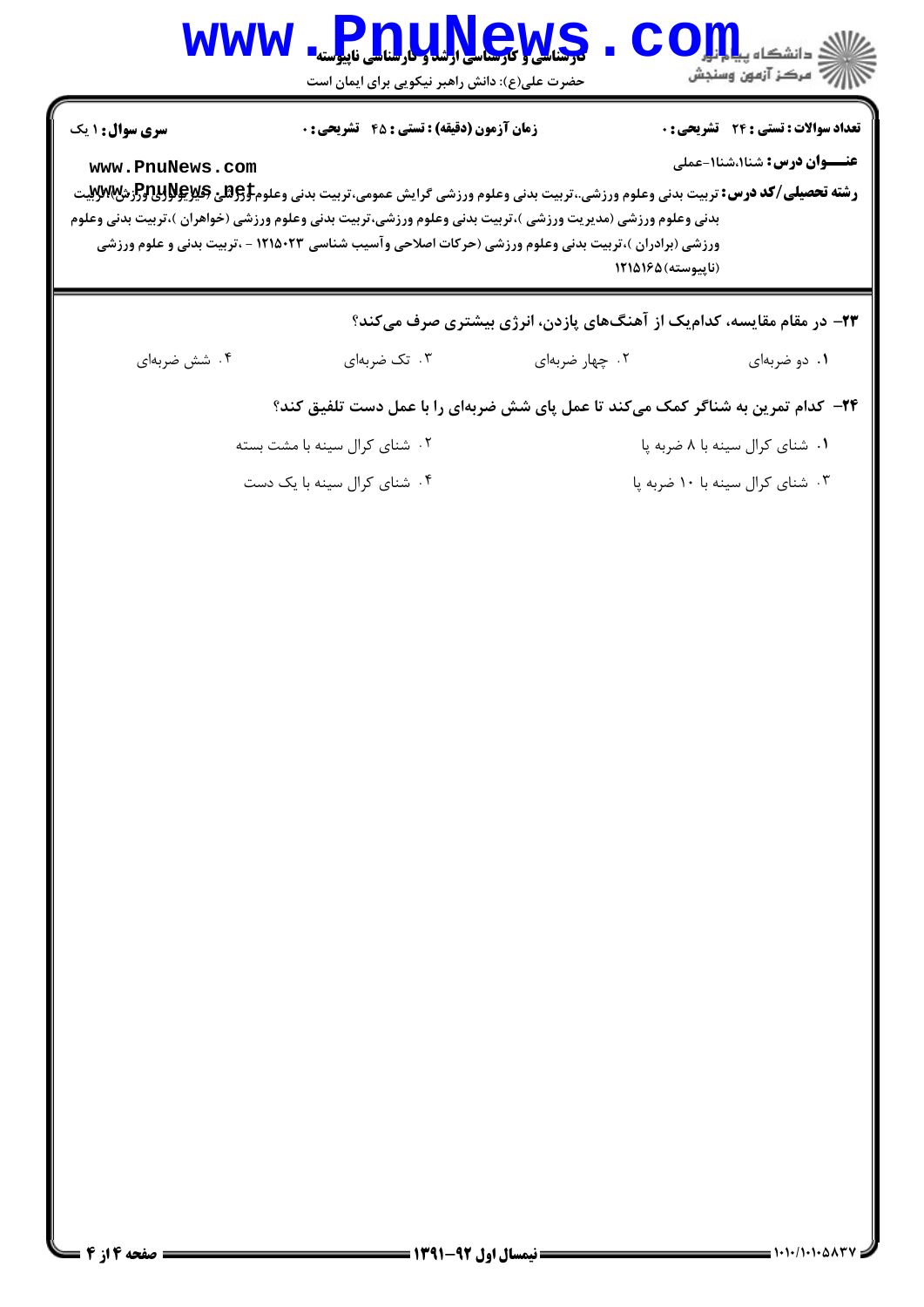**سری سوال:** ۱ یک

**زمان آزمون (دقیقه) : تستی : ۴۵ تشریحی : ۰**

**تعداد سوالات : تستی : ۲۴ تشریحی : ۰**

**عنــــوان درس:** شنا۱،شنا۱-عملی

**رشته تحصیلی/کد درس:** تربیت بدنی وعلوم ورزشی،.تربیت بدنی وعلوم ورزشی گرایش عمومی،تربیت بدنی وعلوم ورزشی (فیزیولوژی ورزشی )،تربیت بدنی وعلوم ورزشی (مدیریت ورزشی )،تربیت بدنی وعلوم ورزشی،تربیت بدنی وعلوم ورزشی (خواهران )،تربیت بدنی وعلوم ورزشی (برادران )،تربیت بدنی وعلوم ورزشی (حرکات اصلاحی وآسیب شناسی ۱۲۱۵۰۲۳ - ،تربیت بدنی و علوم ورزشی (ناپیوسته)۱۲۱۵۱۶۵

**۲۳- در مقام مقایسه، کدام‌یک از آهنگ‌های پازدن، انرژی بیشتری صرف می‌کند؟**

۱. دو ضربه‌ای

۲. چهار ضربه‌ای

۳. تک ضربه‌ای

۴. شش ضربه‌ای

**۲۴- کدام تمرین به شناگر کمک می‌کند تا عمل پای شش ضربه‌ای را با عمل دست تلفیق کند؟**

۱. شنای کرال سینه با ۸ ضربه پا

۲. شنای کرال سینه با مشت بسته

۳. شنای کرال سینه با ۱۰ ضربه پا

۴. شنای کرال سینه با یک دست